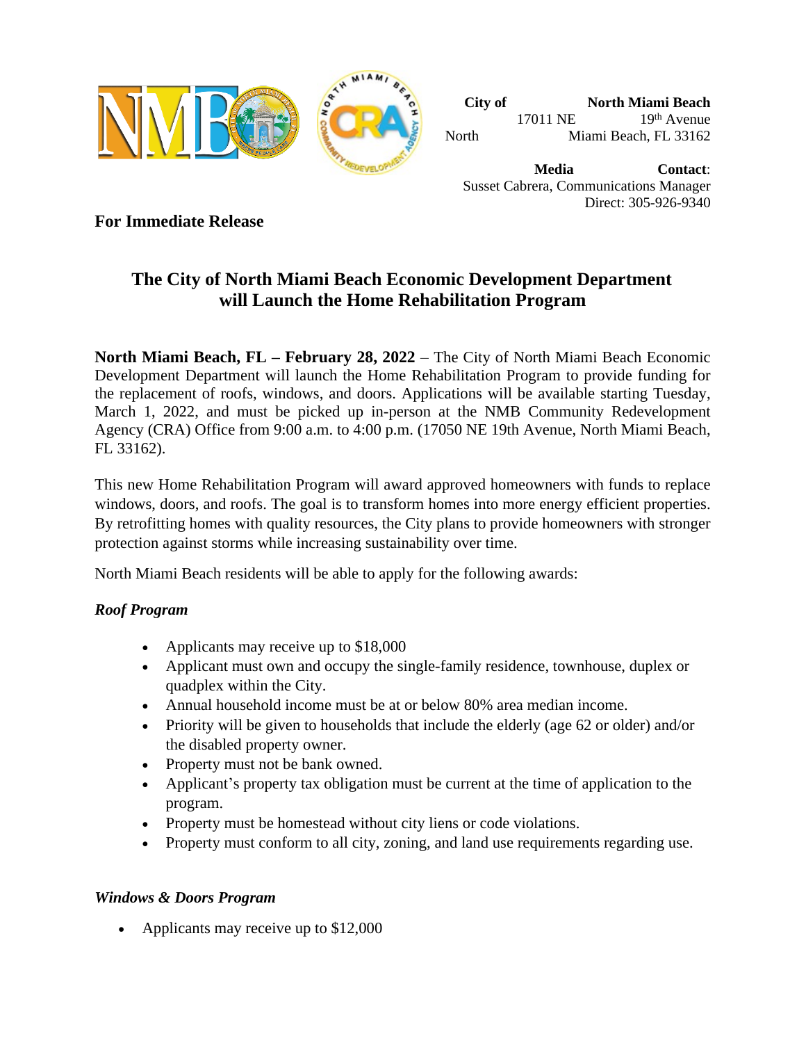**City of North Miami Beach**
17011 NE 19th Avenue
North Miami Beach, FL 33162

**Media Contact**:
Susset Cabrera, Communications Manager
Direct: 305-926-9340

**For Immediate Release**

# The City of North Miami Beach Economic Development Department will Launch the Home Rehabilitation Program

**North Miami Beach, FL – February 28, 2022** – The City of North Miami Beach Economic Development Department will launch the Home Rehabilitation Program to provide funding for the replacement of roofs, windows, and doors. Applications will be available starting Tuesday, March 1, 2022, and must be picked up in-person at the NMB Community Redevelopment Agency (CRA) Office from 9:00 a.m. to 4:00 p.m. (17050 NE 19th Avenue, North Miami Beach, FL 33162).

This new Home Rehabilitation Program will award approved homeowners with funds to replace windows, doors, and roofs. The goal is to transform homes into more energy efficient properties. By retrofitting homes with quality resources, the City plans to provide homeowners with stronger protection against storms while increasing sustainability over time.

North Miami Beach residents will be able to apply for the following awards:

***Roof Program***

- Applicants may receive up to $18,000
- Applicant must own and occupy the single-family residence, townhouse, duplex or quadplex within the City.
- Annual household income must be at or below 80% area median income.
- Priority will be given to households that include the elderly (age 62 or older) and/or the disabled property owner.
- Property must not be bank owned.
- Applicant's property tax obligation must be current at the time of application to the program.
- Property must be homestead without city liens or code violations.
- Property must conform to all city, zoning, and land use requirements regarding use.

***Windows & Doors Program***

- Applicants may receive up to $12,000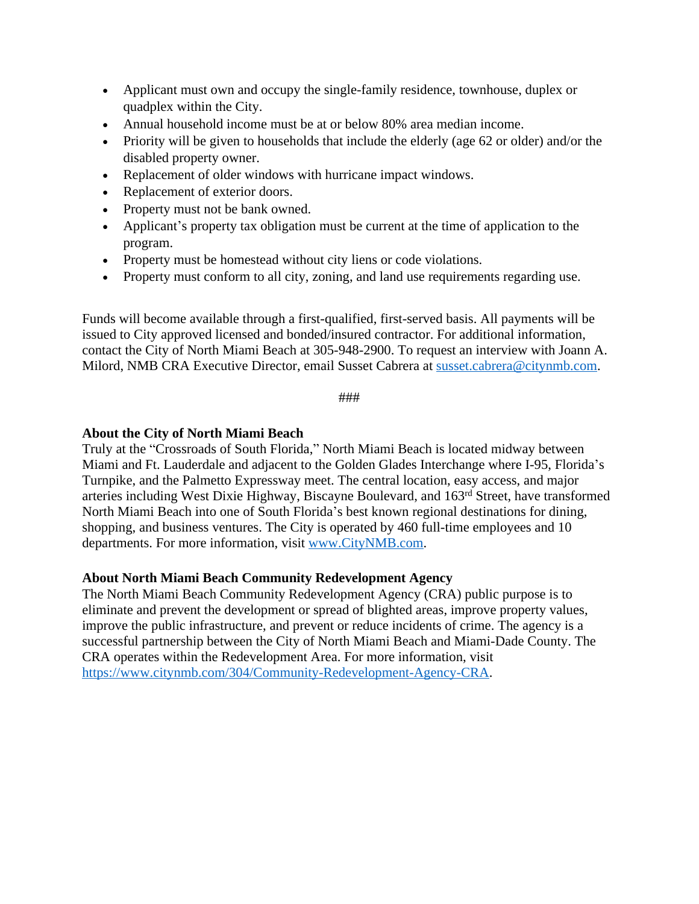- Applicant must own and occupy the single-family residence, townhouse, duplex or quadplex within the City.
- Annual household income must be at or below 80% area median income.
- Priority will be given to households that include the elderly (age 62 or older) and/or the disabled property owner.
- Replacement of older windows with hurricane impact windows.
- Replacement of exterior doors.
- Property must not be bank owned.
- Applicant's property tax obligation must be current at the time of application to the program.
- Property must be homestead without city liens or code violations.
- Property must conform to all city, zoning, and land use requirements regarding use.

Funds will become available through a first-qualified, first-served basis. All payments will be issued to City approved licensed and bonded/insured contractor. For additional information, contact the City of North Miami Beach at 305-948-2900. To request an interview with Joann A. Milord, NMB CRA Executive Director, email Susset Cabrera at susset.cabrera@citynmb.com.

###

**About the City of North Miami Beach**
Truly at the "Crossroads of South Florida," North Miami Beach is located midway between Miami and Ft. Lauderdale and adjacent to the Golden Glades Interchange where I-95, Florida's Turnpike, and the Palmetto Expressway meet. The central location, easy access, and major arteries including West Dixie Highway, Biscayne Boulevard, and 163rd Street, have transformed North Miami Beach into one of South Florida's best known regional destinations for dining, shopping, and business ventures. The City is operated by 460 full-time employees and 10 departments. For more information, visit www.CityNMB.com.

**About North Miami Beach Community Redevelopment Agency**
The North Miami Beach Community Redevelopment Agency (CRA) public purpose is to eliminate and prevent the development or spread of blighted areas, improve property values, improve the public infrastructure, and prevent or reduce incidents of crime. The agency is a successful partnership between the City of North Miami Beach and Miami-Dade County. The CRA operates within the Redevelopment Area. For more information, visit https://www.citynmb.com/304/Community-Redevelopment-Agency-CRA.